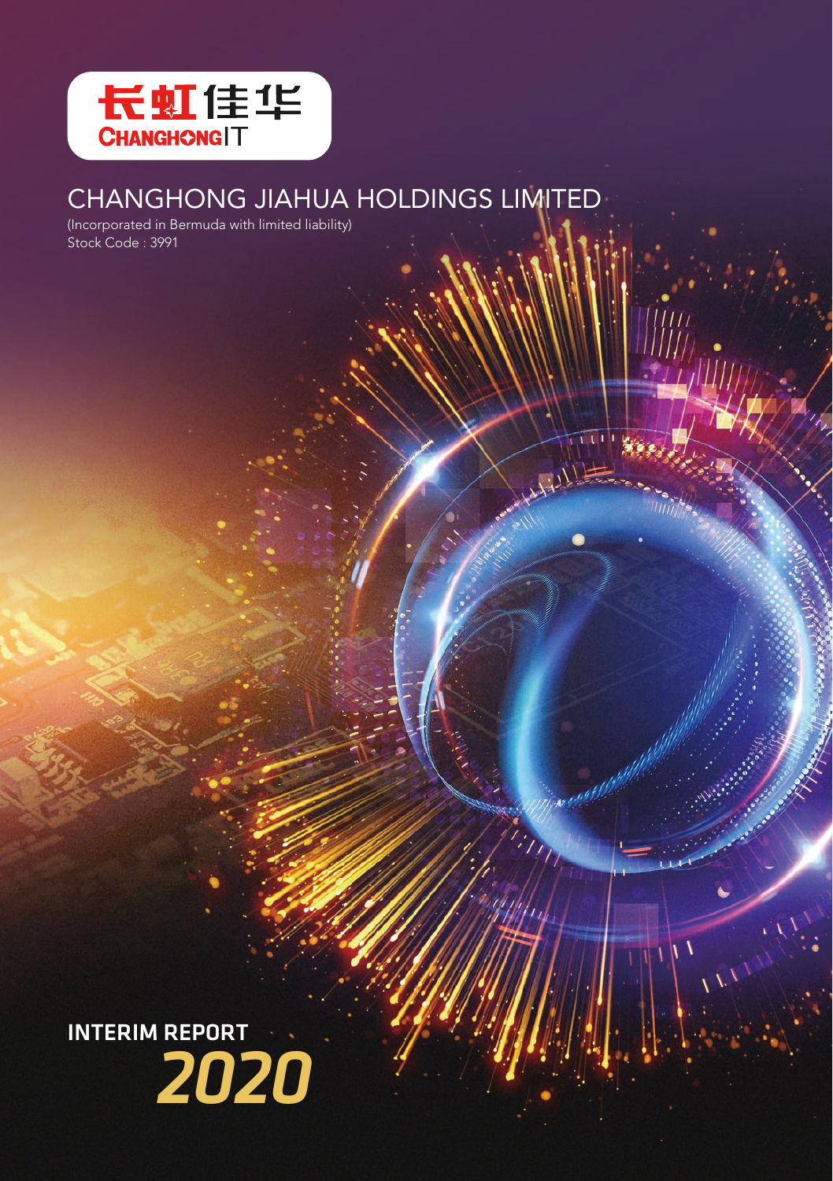长虹佳华
CHANGHONGIT

# CHANGHONG JIAHUA HOLDINGS LIMITED

(Incorporated in Bermuda with limited liability)
Stock Code : 3991

## INTERIM REPORT 2020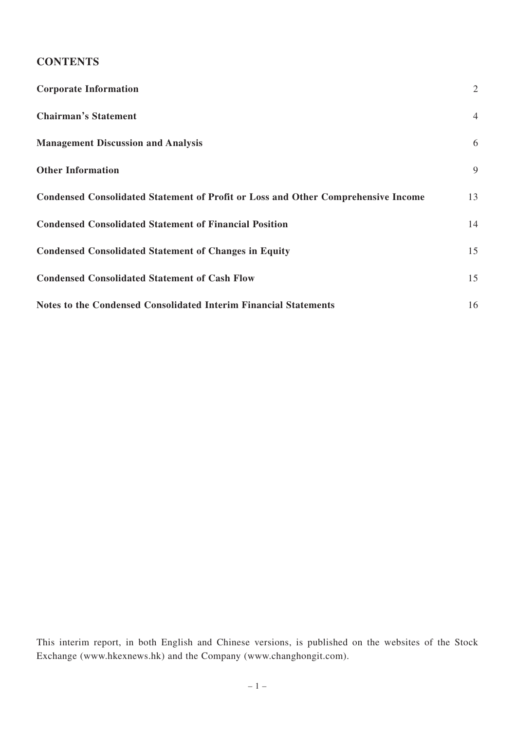## CONTENTS

| | |
|---|---|
| **Corporate Information** | 2 |
| **Chairman's Statement** | 4 |
| **Management Discussion and Analysis** | 6 |
| **Other Information** | 9 |
| **Condensed Consolidated Statement of Profit or Loss and Other Comprehensive Income** | 13 |
| **Condensed Consolidated Statement of Financial Position** | 14 |
| **Condensed Consolidated Statement of Changes in Equity** | 15 |
| **Condensed Consolidated Statement of Cash Flow** | 15 |
| **Notes to the Condensed Consolidated Interim Financial Statements** | 16 |

This interim report, in both English and Chinese versions, is published on the websites of the Stock Exchange (www.hkexnews.hk) and the Company (www.changhongit.com).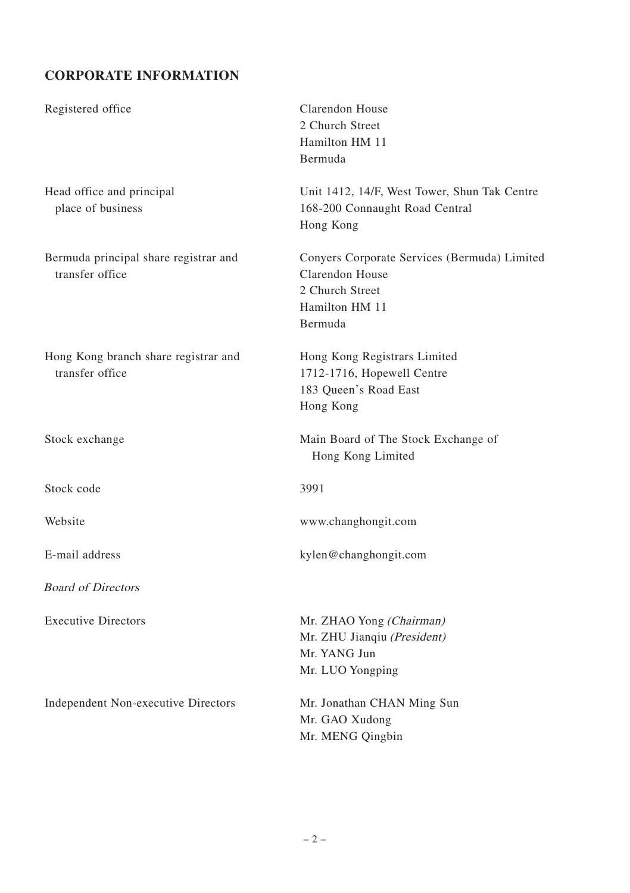## CORPORATE INFORMATION

| | |
|---|---|
| Registered office | Clarendon House<br>2 Church Street<br>Hamilton HM 11<br>Bermuda |
| Head office and principal place of business | Unit 1412, 14/F, West Tower, Shun Tak Centre<br>168-200 Connaught Road Central<br>Hong Kong |
| Bermuda principal share registrar and transfer office | Conyers Corporate Services (Bermuda) Limited<br>Clarendon House<br>2 Church Street<br>Hamilton HM 11<br>Bermuda |
| Hong Kong branch share registrar and transfer office | Hong Kong Registrars Limited<br>1712-1716, Hopewell Centre<br>183 Queen's Road East<br>Hong Kong |
| Stock exchange | Main Board of The Stock Exchange of Hong Kong Limited |
| Stock code | 3991 |
| Website | www.changhongit.com |
| E-mail address | kylen@changhongit.com |

*Board of Directors*

| | |
|---|---|
| Executive Directors | Mr. ZHAO Yong *(Chairman)*<br>Mr. ZHU Jianqiu *(President)*<br>Mr. YANG Jun<br>Mr. LUO Yongping |
| Independent Non-executive Directors | Mr. Jonathan CHAN Ming Sun<br>Mr. GAO Xudong<br>Mr. MENG Qingbin |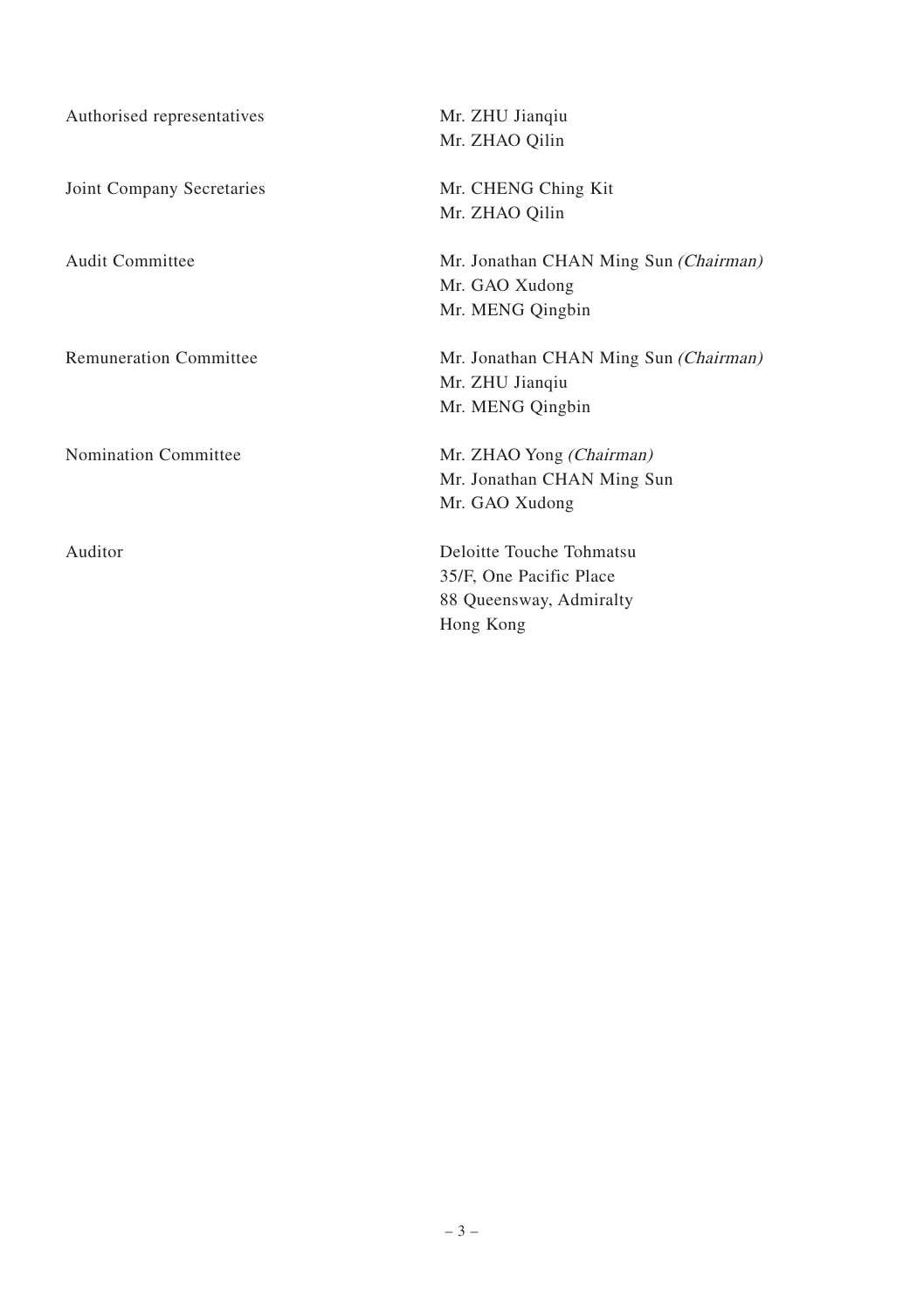| | |
|---|---|
| Authorised representatives | Mr. ZHU Jianqiu<br>Mr. ZHAO Qilin |
| Joint Company Secretaries | Mr. CHENG Ching Kit<br>Mr. ZHAO Qilin |
| Audit Committee | Mr. Jonathan CHAN Ming Sun *(Chairman)*<br>Mr. GAO Xudong<br>Mr. MENG Qingbin |
| Remuneration Committee | Mr. Jonathan CHAN Ming Sun *(Chairman)*<br>Mr. ZHU Jianqiu<br>Mr. MENG Qingbin |
| Nomination Committee | Mr. ZHAO Yong *(Chairman)*<br>Mr. Jonathan CHAN Ming Sun<br>Mr. GAO Xudong |
| Auditor | Deloitte Touche Tohmatsu<br>35/F, One Pacific Place<br>88 Queensway, Admiralty<br>Hong Kong |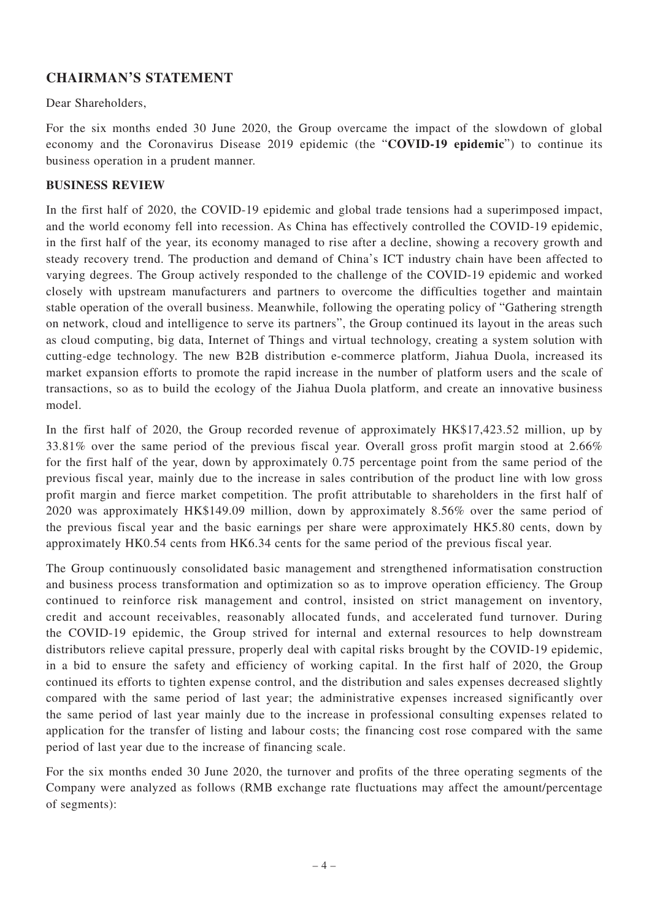## CHAIRMAN'S STATEMENT

Dear Shareholders,

For the six months ended 30 June 2020, the Group overcame the impact of the slowdown of global economy and the Coronavirus Disease 2019 epidemic (the "**COVID-19 epidemic**") to continue its business operation in a prudent manner.

### BUSINESS REVIEW

In the first half of 2020, the COVID-19 epidemic and global trade tensions had a superimposed impact, and the world economy fell into recession. As China has effectively controlled the COVID-19 epidemic, in the first half of the year, its economy managed to rise after a decline, showing a recovery growth and steady recovery trend. The production and demand of China's ICT industry chain have been affected to varying degrees. The Group actively responded to the challenge of the COVID-19 epidemic and worked closely with upstream manufacturers and partners to overcome the difficulties together and maintain stable operation of the overall business. Meanwhile, following the operating policy of "Gathering strength on network, cloud and intelligence to serve its partners", the Group continued its layout in the areas such as cloud computing, big data, Internet of Things and virtual technology, creating a system solution with cutting-edge technology. The new B2B distribution e-commerce platform, Jiahua Duola, increased its market expansion efforts to promote the rapid increase in the number of platform users and the scale of transactions, so as to build the ecology of the Jiahua Duola platform, and create an innovative business model.

In the first half of 2020, the Group recorded revenue of approximately HK$17,423.52 million, up by 33.81% over the same period of the previous fiscal year. Overall gross profit margin stood at 2.66% for the first half of the year, down by approximately 0.75 percentage point from the same period of the previous fiscal year, mainly due to the increase in sales contribution of the product line with low gross profit margin and fierce market competition. The profit attributable to shareholders in the first half of 2020 was approximately HK$149.09 million, down by approximately 8.56% over the same period of the previous fiscal year and the basic earnings per share were approximately HK5.80 cents, down by approximately HK0.54 cents from HK6.34 cents for the same period of the previous fiscal year.

The Group continuously consolidated basic management and strengthened informatisation construction and business process transformation and optimization so as to improve operation efficiency. The Group continued to reinforce risk management and control, insisted on strict management on inventory, credit and account receivables, reasonably allocated funds, and accelerated fund turnover. During the COVID-19 epidemic, the Group strived for internal and external resources to help downstream distributors relieve capital pressure, properly deal with capital risks brought by the COVID-19 epidemic, in a bid to ensure the safety and efficiency of working capital. In the first half of 2020, the Group continued its efforts to tighten expense control, and the distribution and sales expenses decreased slightly compared with the same period of last year; the administrative expenses increased significantly over the same period of last year mainly due to the increase in professional consulting expenses related to application for the transfer of listing and labour costs; the financing cost rose compared with the same period of last year due to the increase of financing scale.

For the six months ended 30 June 2020, the turnover and profits of the three operating segments of the Company were analyzed as follows (RMB exchange rate fluctuations may affect the amount/percentage of segments):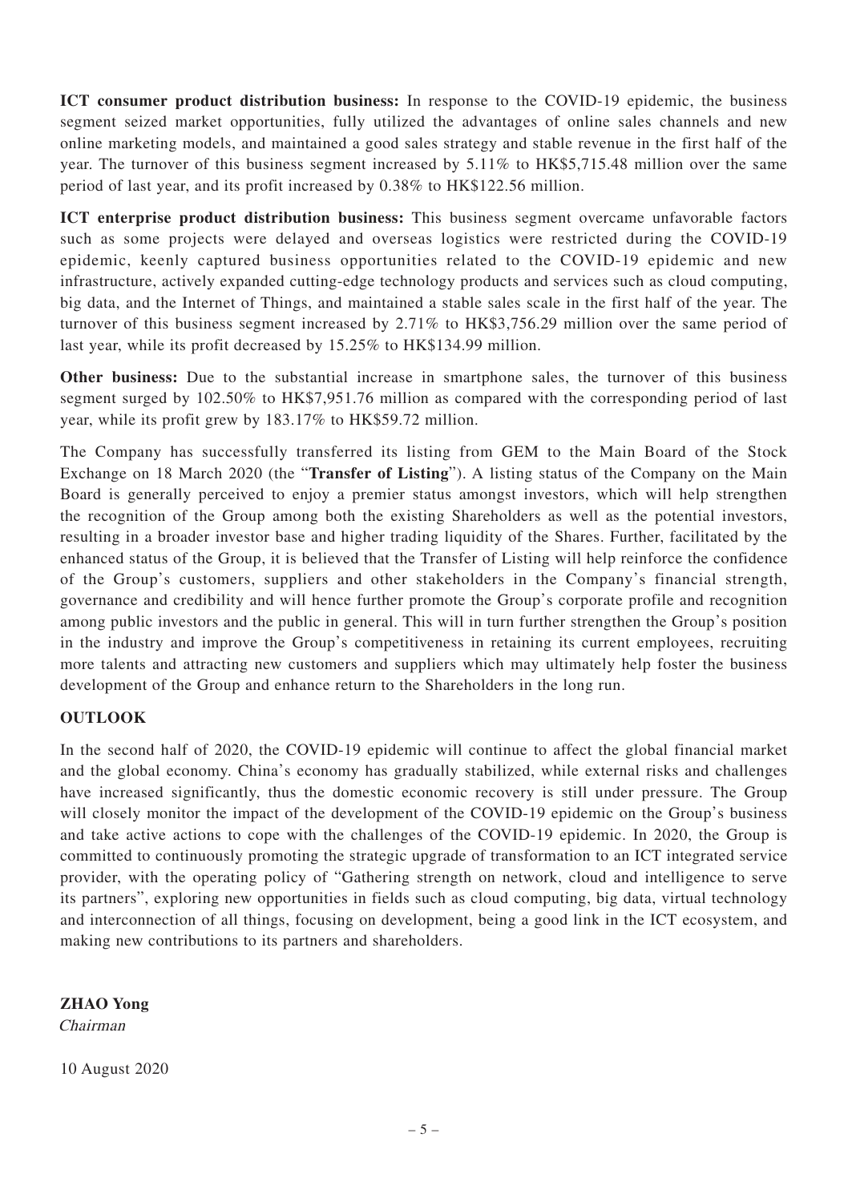**ICT consumer product distribution business:** In response to the COVID-19 epidemic, the business segment seized market opportunities, fully utilized the advantages of online sales channels and new online marketing models, and maintained a good sales strategy and stable revenue in the first half of the year. The turnover of this business segment increased by 5.11% to HK$5,715.48 million over the same period of last year, and its profit increased by 0.38% to HK$122.56 million.

**ICT enterprise product distribution business:** This business segment overcame unfavorable factors such as some projects were delayed and overseas logistics were restricted during the COVID-19 epidemic, keenly captured business opportunities related to the COVID-19 epidemic and new infrastructure, actively expanded cutting-edge technology products and services such as cloud computing, big data, and the Internet of Things, and maintained a stable sales scale in the first half of the year. The turnover of this business segment increased by 2.71% to HK$3,756.29 million over the same period of last year, while its profit decreased by 15.25% to HK$134.99 million.

**Other business:** Due to the substantial increase in smartphone sales, the turnover of this business segment surged by 102.50% to HK$7,951.76 million as compared with the corresponding period of last year, while its profit grew by 183.17% to HK$59.72 million.

The Company has successfully transferred its listing from GEM to the Main Board of the Stock Exchange on 18 March 2020 (the "**Transfer of Listing**"). A listing status of the Company on the Main Board is generally perceived to enjoy a premier status amongst investors, which will help strengthen the recognition of the Group among both the existing Shareholders as well as the potential investors, resulting in a broader investor base and higher trading liquidity of the Shares. Further, facilitated by the enhanced status of the Group, it is believed that the Transfer of Listing will help reinforce the confidence of the Group's customers, suppliers and other stakeholders in the Company's financial strength, governance and credibility and will hence further promote the Group's corporate profile and recognition among public investors and the public in general. This will in turn further strengthen the Group's position in the industry and improve the Group's competitiveness in retaining its current employees, recruiting more talents and attracting new customers and suppliers which may ultimately help foster the business development of the Group and enhance return to the Shareholders in the long run.

## OUTLOOK

In the second half of 2020, the COVID-19 epidemic will continue to affect the global financial market and the global economy. China's economy has gradually stabilized, while external risks and challenges have increased significantly, thus the domestic economic recovery is still under pressure. The Group will closely monitor the impact of the development of the COVID-19 epidemic on the Group's business and take active actions to cope with the challenges of the COVID-19 epidemic. In 2020, the Group is committed to continuously promoting the strategic upgrade of transformation to an ICT integrated service provider, with the operating policy of "Gathering strength on network, cloud and intelligence to serve its partners", exploring new opportunities in fields such as cloud computing, big data, virtual technology and interconnection of all things, focusing on development, being a good link in the ICT ecosystem, and making new contributions to its partners and shareholders.

**ZHAO Yong**
*Chairman*

10 August 2020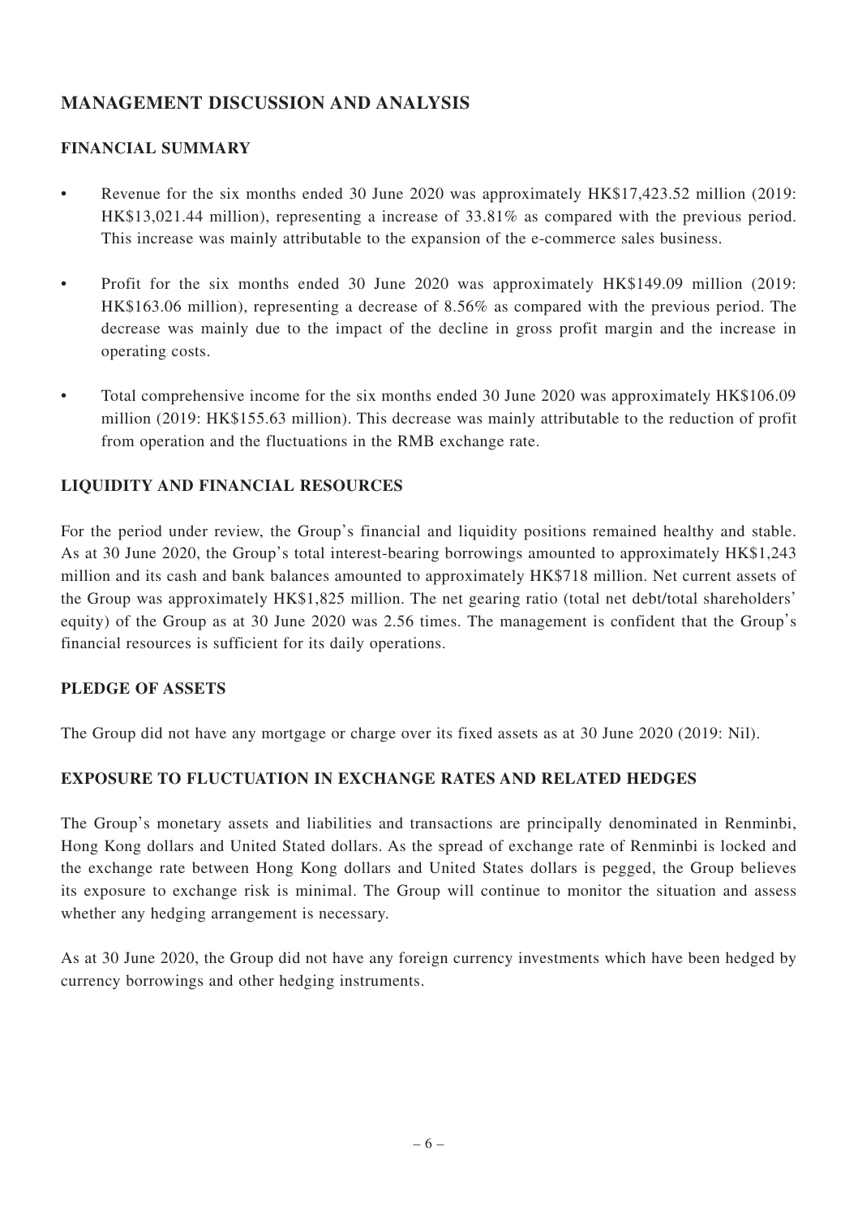# MANAGEMENT DISCUSSION AND ANALYSIS

## FINANCIAL SUMMARY

- Revenue for the six months ended 30 June 2020 was approximately HK$17,423.52 million (2019: HK$13,021.44 million), representing a increase of 33.81% as compared with the previous period. This increase was mainly attributable to the expansion of the e-commerce sales business.
- Profit for the six months ended 30 June 2020 was approximately HK$149.09 million (2019: HK$163.06 million), representing a decrease of 8.56% as compared with the previous period. The decrease was mainly due to the impact of the decline in gross profit margin and the increase in operating costs.
- Total comprehensive income for the six months ended 30 June 2020 was approximately HK$106.09 million (2019: HK$155.63 million). This decrease was mainly attributable to the reduction of profit from operation and the fluctuations in the RMB exchange rate.

## LIQUIDITY AND FINANCIAL RESOURCES

For the period under review, the Group's financial and liquidity positions remained healthy and stable. As at 30 June 2020, the Group's total interest-bearing borrowings amounted to approximately HK$1,243 million and its cash and bank balances amounted to approximately HK$718 million. Net current assets of the Group was approximately HK$1,825 million. The net gearing ratio (total net debt/total shareholders' equity) of the Group as at 30 June 2020 was 2.56 times. The management is confident that the Group's financial resources is sufficient for its daily operations.

## PLEDGE OF ASSETS

The Group did not have any mortgage or charge over its fixed assets as at 30 June 2020 (2019: Nil).

## EXPOSURE TO FLUCTUATION IN EXCHANGE RATES AND RELATED HEDGES

The Group's monetary assets and liabilities and transactions are principally denominated in Renminbi, Hong Kong dollars and United Stated dollars. As the spread of exchange rate of Renminbi is locked and the exchange rate between Hong Kong dollars and United States dollars is pegged, the Group believes its exposure to exchange risk is minimal. The Group will continue to monitor the situation and assess whether any hedging arrangement is necessary.

As at 30 June 2020, the Group did not have any foreign currency investments which have been hedged by currency borrowings and other hedging instruments.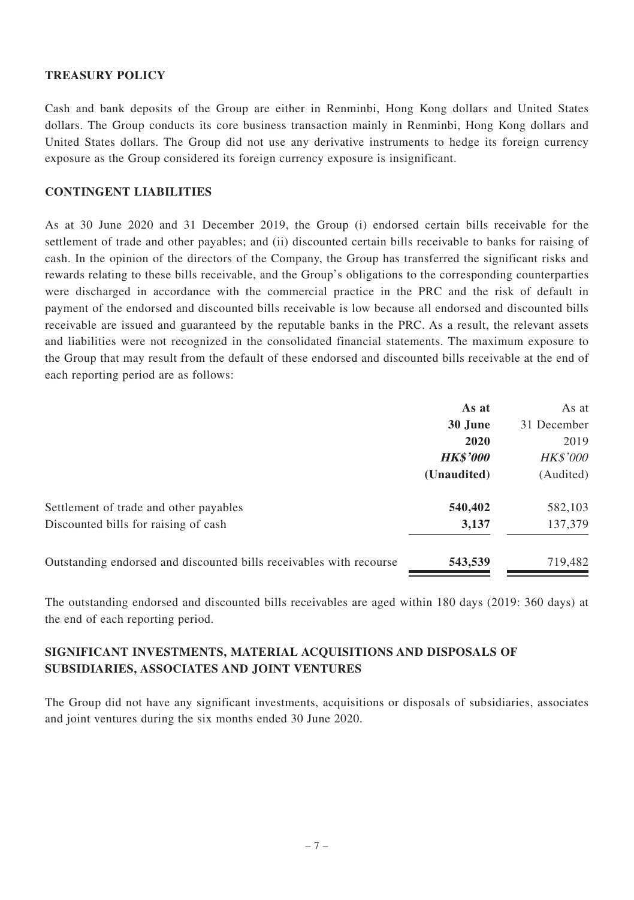## TREASURY POLICY

Cash and bank deposits of the Group are either in Renminbi, Hong Kong dollars and United States dollars. The Group conducts its core business transaction mainly in Renminbi, Hong Kong dollars and United States dollars. The Group did not use any derivative instruments to hedge its foreign currency exposure as the Group considered its foreign currency exposure is insignificant.

## CONTINGENT LIABILITIES

As at 30 June 2020 and 31 December 2019, the Group (i) endorsed certain bills receivable for the settlement of trade and other payables; and (ii) discounted certain bills receivable to banks for raising of cash. In the opinion of the directors of the Company, the Group has transferred the significant risks and rewards relating to these bills receivable, and the Group's obligations to the corresponding counterparties were discharged in accordance with the commercial practice in the PRC and the risk of default in payment of the endorsed and discounted bills receivable is low because all endorsed and discounted bills receivable are issued and guaranteed by the reputable banks in the PRC. As a result, the relevant assets and liabilities were not recognized in the consolidated financial statements. The maximum exposure to the Group that may result from the default of these endorsed and discounted bills receivable at the end of each reporting period are as follows:

| | **As at 30 June 2020** | As at 31 December 2019 |
|---|---|---|
| | ***HK$'000*** | *HK$'000* |
| | **(Unaudited)** | (Audited) |
| Settlement of trade and other payables | **540,402** | 582,103 |
| Discounted bills for raising of cash | **3,137** | 137,379 |
| Outstanding endorsed and discounted bills receivables with recourse | **543,539** | 719,482 |

The outstanding endorsed and discounted bills receivables are aged within 180 days (2019: 360 days) at the end of each reporting period.

## SIGNIFICANT INVESTMENTS, MATERIAL ACQUISITIONS AND DISPOSALS OF SUBSIDIARIES, ASSOCIATES AND JOINT VENTURES

The Group did not have any significant investments, acquisitions or disposals of subsidiaries, associates and joint ventures during the six months ended 30 June 2020.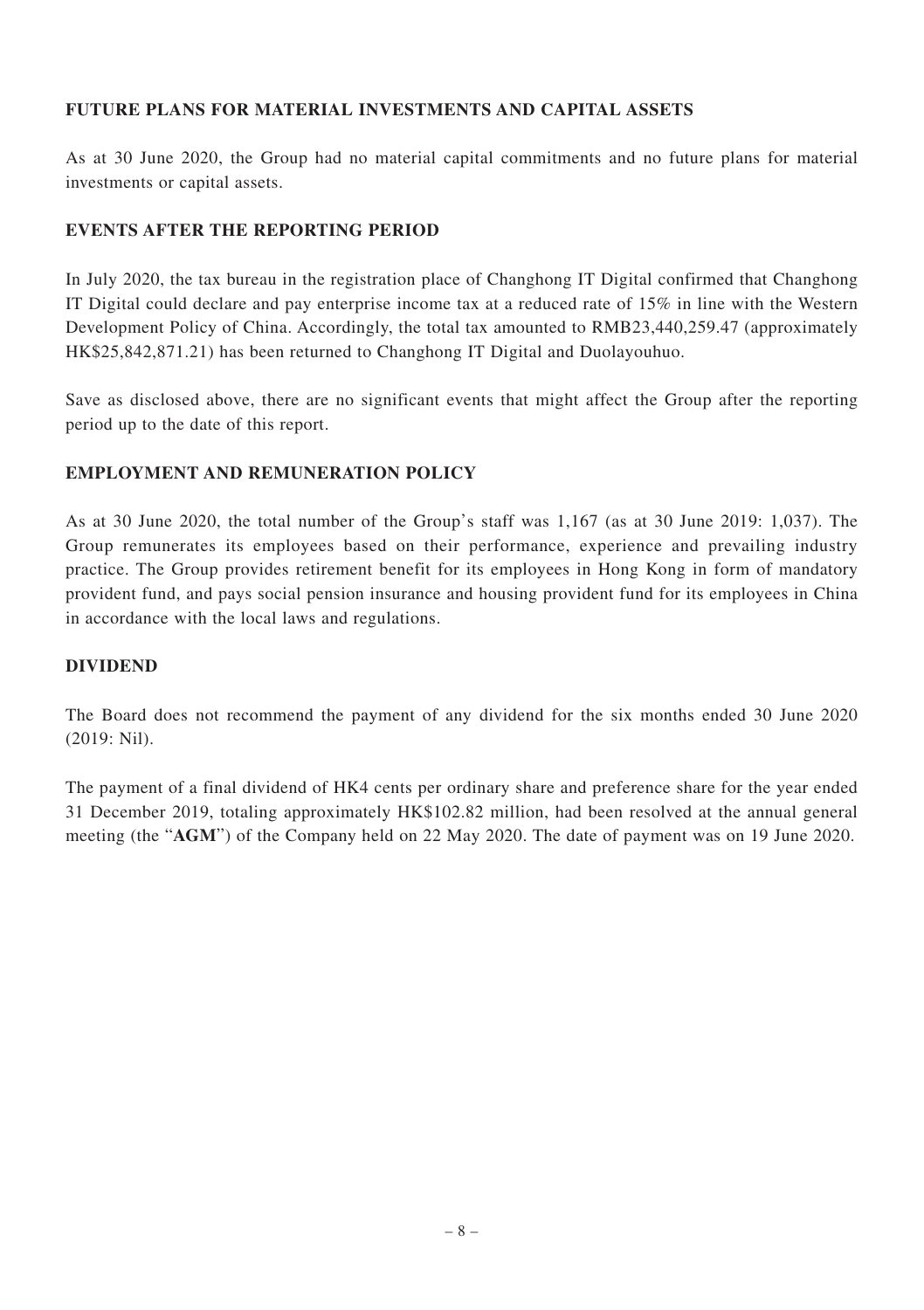## FUTURE PLANS FOR MATERIAL INVESTMENTS AND CAPITAL ASSETS

As at 30 June 2020, the Group had no material capital commitments and no future plans for material investments or capital assets.

## EVENTS AFTER THE REPORTING PERIOD

In July 2020, the tax bureau in the registration place of Changhong IT Digital confirmed that Changhong IT Digital could declare and pay enterprise income tax at a reduced rate of 15% in line with the Western Development Policy of China. Accordingly, the total tax amounted to RMB23,440,259.47 (approximately HK$25,842,871.21) has been returned to Changhong IT Digital and Duolayouhuo.

Save as disclosed above, there are no significant events that might affect the Group after the reporting period up to the date of this report.

## EMPLOYMENT AND REMUNERATION POLICY

As at 30 June 2020, the total number of the Group's staff was 1,167 (as at 30 June 2019: 1,037). The Group remunerates its employees based on their performance, experience and prevailing industry practice. The Group provides retirement benefit for its employees in Hong Kong in form of mandatory provident fund, and pays social pension insurance and housing provident fund for its employees in China in accordance with the local laws and regulations.

## DIVIDEND

The Board does not recommend the payment of any dividend for the six months ended 30 June 2020 (2019: Nil).

The payment of a final dividend of HK4 cents per ordinary share and preference share for the year ended 31 December 2019, totaling approximately HK$102.82 million, had been resolved at the annual general meeting (the "**AGM**") of the Company held on 22 May 2020. The date of payment was on 19 June 2020.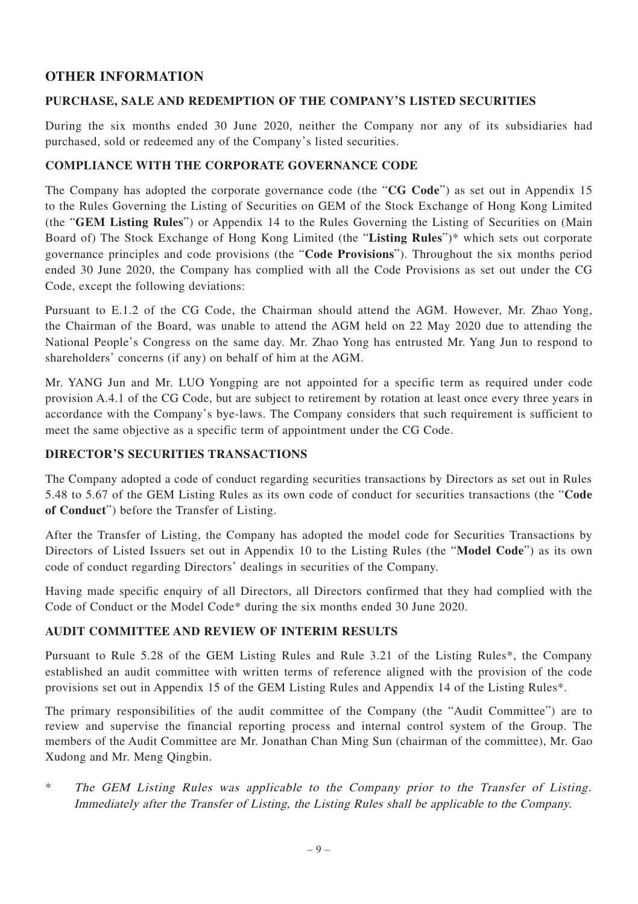## OTHER INFORMATION

### PURCHASE, SALE AND REDEMPTION OF THE COMPANY'S LISTED SECURITIES

During the six months ended 30 June 2020, neither the Company nor any of its subsidiaries had purchased, sold or redeemed any of the Company's listed securities.

### COMPLIANCE WITH THE CORPORATE GOVERNANCE CODE

The Company has adopted the corporate governance code (the "**CG Code**") as set out in Appendix 15 to the Rules Governing the Listing of Securities on GEM of the Stock Exchange of Hong Kong Limited (the "**GEM Listing Rules**") or Appendix 14 to the Rules Governing the Listing of Securities on (Main Board of) The Stock Exchange of Hong Kong Limited (the "**Listing Rules**")* which sets out corporate governance principles and code provisions (the "**Code Provisions**"). Throughout the six months period ended 30 June 2020, the Company has complied with all the Code Provisions as set out under the CG Code, except the following deviations:

Pursuant to E.1.2 of the CG Code, the Chairman should attend the AGM. However, Mr. Zhao Yong, the Chairman of the Board, was unable to attend the AGM held on 22 May 2020 due to attending the National People's Congress on the same day. Mr. Zhao Yong has entrusted Mr. Yang Jun to respond to shareholders' concerns (if any) on behalf of him at the AGM.

Mr. YANG Jun and Mr. LUO Yongping are not appointed for a specific term as required under code provision A.4.1 of the CG Code, but are subject to retirement by rotation at least once every three years in accordance with the Company's bye-laws. The Company considers that such requirement is sufficient to meet the same objective as a specific term of appointment under the CG Code.

### DIRECTOR'S SECURITIES TRANSACTIONS

The Company adopted a code of conduct regarding securities transactions by Directors as set out in Rules 5.48 to 5.67 of the GEM Listing Rules as its own code of conduct for securities transactions (the "**Code of Conduct**") before the Transfer of Listing.

After the Transfer of Listing, the Company has adopted the model code for Securities Transactions by Directors of Listed Issuers set out in Appendix 10 to the Listing Rules (the "**Model Code**") as its own code of conduct regarding Directors' dealings in securities of the Company.

Having made specific enquiry of all Directors, all Directors confirmed that they had complied with the Code of Conduct or the Model Code* during the six months ended 30 June 2020.

### AUDIT COMMITTEE AND REVIEW OF INTERIM RESULTS

Pursuant to Rule 5.28 of the GEM Listing Rules and Rule 3.21 of the Listing Rules*, the Company established an audit committee with written terms of reference aligned with the provision of the code provisions set out in Appendix 15 of the GEM Listing Rules and Appendix 14 of the Listing Rules*.

The primary responsibilities of the audit committee of the Company (the "Audit Committee") are to review and supervise the financial reporting process and internal control system of the Group. The members of the Audit Committee are Mr. Jonathan Chan Ming Sun (chairman of the committee), Mr. Gao Xudong and Mr. Meng Qingbin.

\* *The GEM Listing Rules was applicable to the Company prior to the Transfer of Listing. Immediately after the Transfer of Listing, the Listing Rules shall be applicable to the Company.*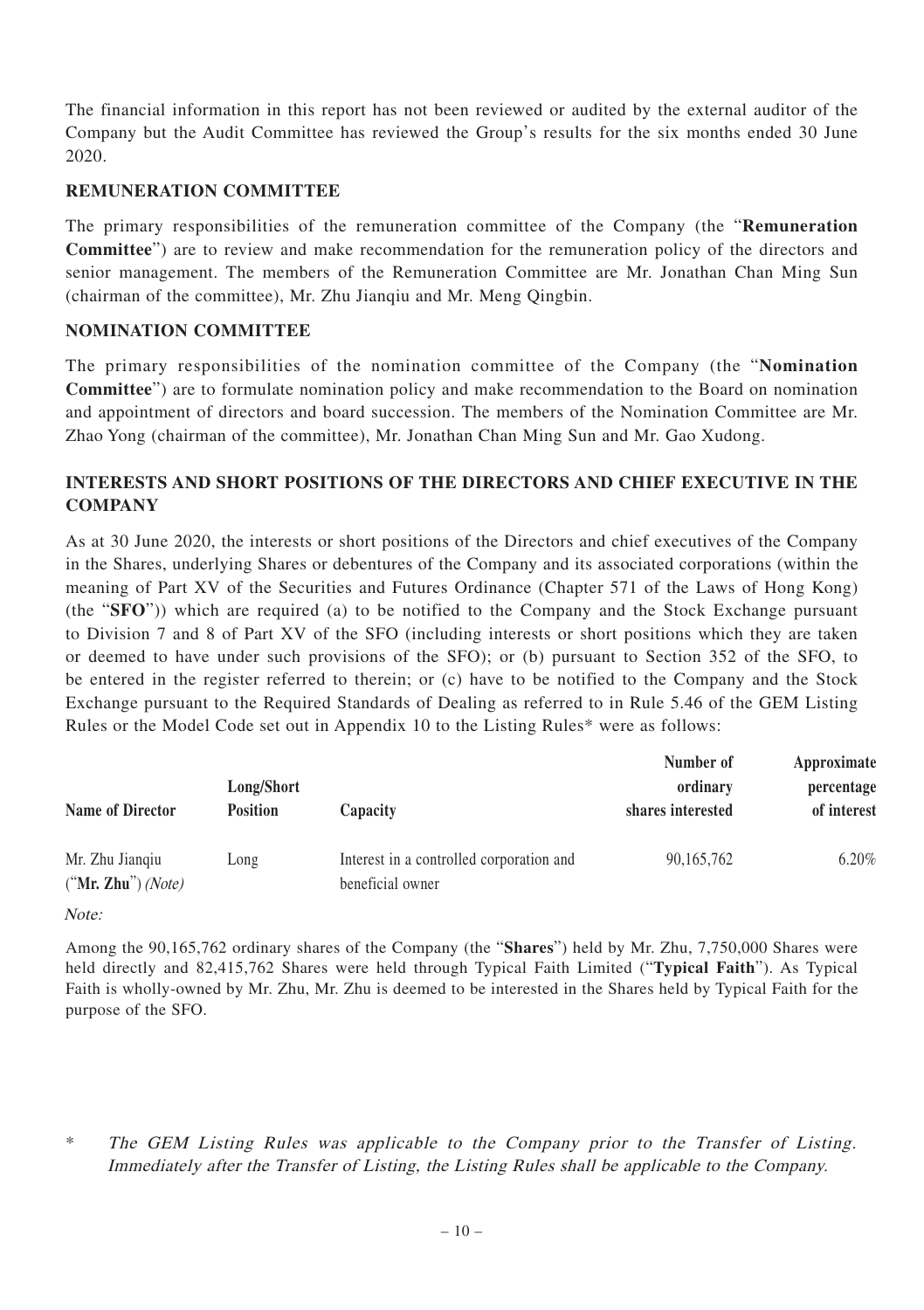The financial information in this report has not been reviewed or audited by the external auditor of the Company but the Audit Committee has reviewed the Group's results for the six months ended 30 June 2020.

## REMUNERATION COMMITTEE

The primary responsibilities of the remuneration committee of the Company (the "**Remuneration Committee**") are to review and make recommendation for the remuneration policy of the directors and senior management. The members of the Remuneration Committee are Mr. Jonathan Chan Ming Sun (chairman of the committee), Mr. Zhu Jianqiu and Mr. Meng Qingbin.

## NOMINATION COMMITTEE

The primary responsibilities of the nomination committee of the Company (the "**Nomination Committee**") are to formulate nomination policy and make recommendation to the Board on nomination and appointment of directors and board succession. The members of the Nomination Committee are Mr. Zhao Yong (chairman of the committee), Mr. Jonathan Chan Ming Sun and Mr. Gao Xudong.

## INTERESTS AND SHORT POSITIONS OF THE DIRECTORS AND CHIEF EXECUTIVE IN THE COMPANY

As at 30 June 2020, the interests or short positions of the Directors and chief executives of the Company in the Shares, underlying Shares or debentures of the Company and its associated corporations (within the meaning of Part XV of the Securities and Futures Ordinance (Chapter 571 of the Laws of Hong Kong) (the "**SFO**")) which are required (a) to be notified to the Company and the Stock Exchange pursuant to Division 7 and 8 of Part XV of the SFO (including interests or short positions which they are taken or deemed to have under such provisions of the SFO); or (b) pursuant to Section 352 of the SFO, to be entered in the register referred to therein; or (c) have to be notified to the Company and the Stock Exchange pursuant to the Required Standards of Dealing as referred to in Rule 5.46 of the GEM Listing Rules or the Model Code set out in Appendix 10 to the Listing Rules* were as follows:

| Name of Director | Long/Short Position | Capacity | Number of ordinary shares interested | Approximate percentage of interest |
|---|---|---|---|---|
| Mr. Zhu Jianqiu ("**Mr. Zhu**") *(Note)* | Long | Interest in a controlled corporation and beneficial owner | 90,165,762 | 6.20% |

*Note:*

Among the 90,165,762 ordinary shares of the Company (the "**Shares**") held by Mr. Zhu, 7,750,000 Shares were held directly and 82,415,762 Shares were held through Typical Faith Limited ("**Typical Faith**"). As Typical Faith is wholly-owned by Mr. Zhu, Mr. Zhu is deemed to be interested in the Shares held by Typical Faith for the purpose of the SFO.

\* *The GEM Listing Rules was applicable to the Company prior to the Transfer of Listing. Immediately after the Transfer of Listing, the Listing Rules shall be applicable to the Company.*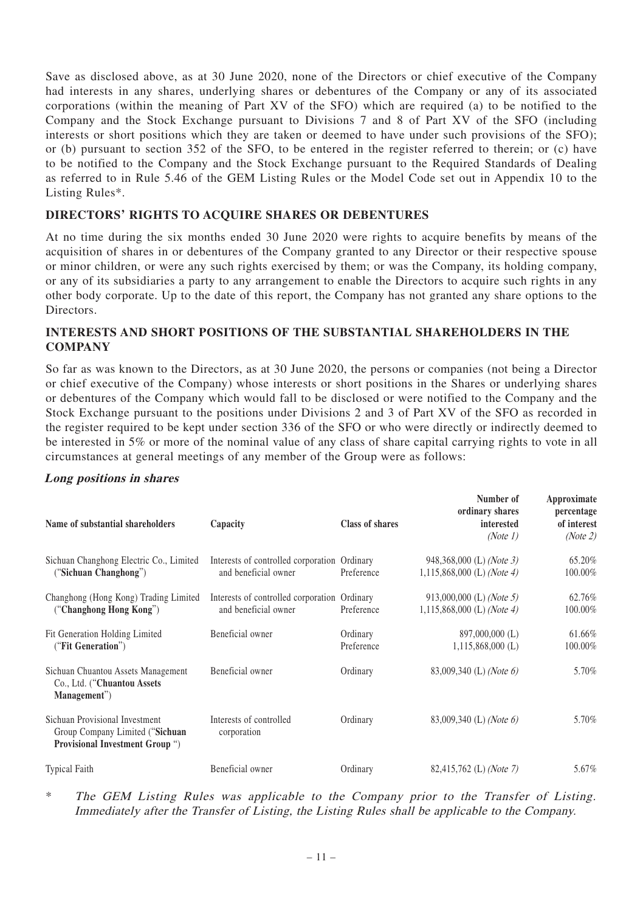Save as disclosed above, as at 30 June 2020, none of the Directors or chief executive of the Company had interests in any shares, underlying shares or debentures of the Company or any of its associated corporations (within the meaning of Part XV of the SFO) which are required (a) to be notified to the Company and the Stock Exchange pursuant to Divisions 7 and 8 of Part XV of the SFO (including interests or short positions which they are taken or deemed to have under such provisions of the SFO); or (b) pursuant to section 352 of the SFO, to be entered in the register referred to therein; or (c) have to be notified to the Company and the Stock Exchange pursuant to the Required Standards of Dealing as referred to in Rule 5.46 of the GEM Listing Rules or the Model Code set out in Appendix 10 to the Listing Rules*.

## DIRECTORS' RIGHTS TO ACQUIRE SHARES OR DEBENTURES

At no time during the six months ended 30 June 2020 were rights to acquire benefits by means of the acquisition of shares in or debentures of the Company granted to any Director or their respective spouse or minor children, or were any such rights exercised by them; or was the Company, its holding company, or any of its subsidiaries a party to any arrangement to enable the Directors to acquire such rights in any other body corporate. Up to the date of this report, the Company has not granted any share options to the Directors.

## INTERESTS AND SHORT POSITIONS OF THE SUBSTANTIAL SHAREHOLDERS IN THE COMPANY

So far as was known to the Directors, as at 30 June 2020, the persons or companies (not being a Director or chief executive of the Company) whose interests or short positions in the Shares or underlying shares or debentures of the Company which would fall to be disclosed or were notified to the Company and the Stock Exchange pursuant to the positions under Divisions 2 and 3 of Part XV of the SFO as recorded in the register required to be kept under section 336 of the SFO or who were directly or indirectly deemed to be interested in 5% or more of the nominal value of any class of share capital carrying rights to vote in all circumstances at general meetings of any member of the Group were as follows:

### *Long positions in shares*

| Name of substantial shareholders | Capacity | Class of shares | Number of ordinary shares interested *(Note 1)* | Approximate percentage of interest *(Note 2)* |
|---|---|---|---|---|
| Sichuan Changhong Electric Co., Limited ("**Sichuan Changhong**") | Interests of controlled corporation and beneficial owner | Ordinary<br>Preference | 948,368,000 (L) *(Note 3)*<br>1,115,868,000 (L) *(Note 4)* | 65.20%<br>100.00% |
| Changhong (Hong Kong) Trading Limited ("**Changhong Hong Kong**") | Interests of controlled corporation and beneficial owner | Ordinary<br>Preference | 913,000,000 (L) *(Note 5)*<br>1,115,868,000 (L) *(Note 4)* | 62.76%<br>100.00% |
| Fit Generation Holding Limited ("**Fit Generation**") | Beneficial owner | Ordinary<br>Preference | 897,000,000 (L)<br>1,115,868,000 (L) | 61.66%<br>100.00% |
| Sichuan Chuantou Assets Management Co., Ltd. ("**Chuantou Assets Management**") | Beneficial owner | Ordinary | 83,009,340 (L) *(Note 6)* | 5.70% |
| Sichuan Provisional Investment Group Company Limited ("**Sichuan Provisional Investment Group** ") | Interests of controlled corporation | Ordinary | 83,009,340 (L) *(Note 6)* | 5.70% |
| Typical Faith | Beneficial owner | Ordinary | 82,415,762 (L) *(Note 7)* | 5.67% |

\* *The GEM Listing Rules was applicable to the Company prior to the Transfer of Listing. Immediately after the Transfer of Listing, the Listing Rules shall be applicable to the Company.*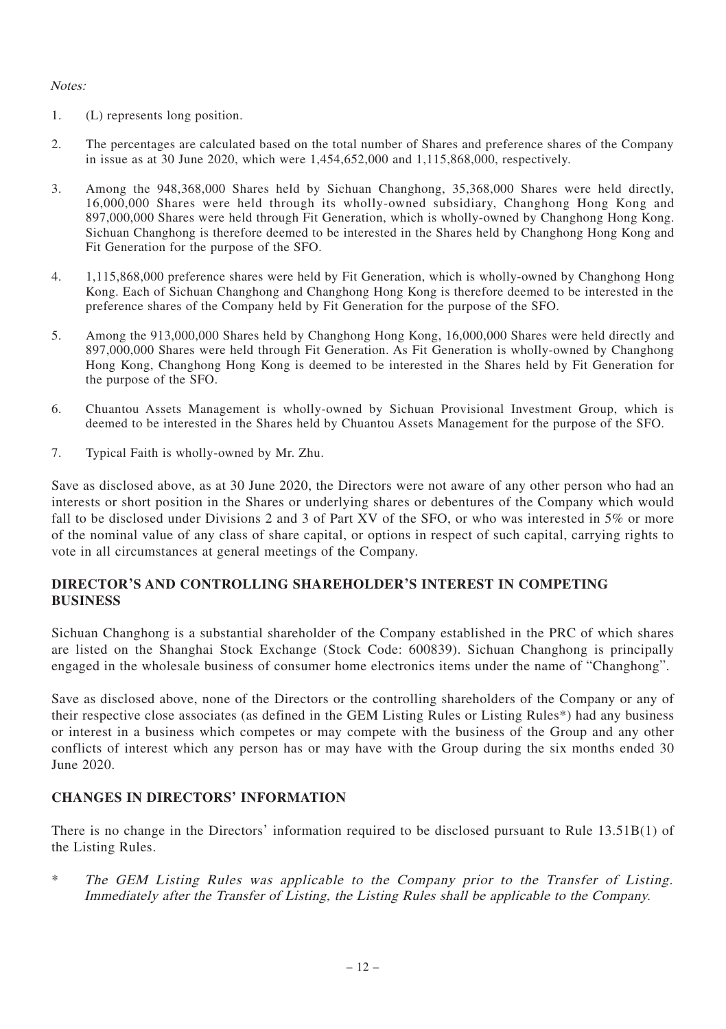*Notes:*

1. (L) represents long position.

2. The percentages are calculated based on the total number of Shares and preference shares of the Company in issue as at 30 June 2020, which were 1,454,652,000 and 1,115,868,000, respectively.

3. Among the 948,368,000 Shares held by Sichuan Changhong, 35,368,000 Shares were held directly, 16,000,000 Shares were held through its wholly-owned subsidiary, Changhong Hong Kong and 897,000,000 Shares were held through Fit Generation, which is wholly-owned by Changhong Hong Kong. Sichuan Changhong is therefore deemed to be interested in the Shares held by Changhong Hong Kong and Fit Generation for the purpose of the SFO.

4. 1,115,868,000 preference shares were held by Fit Generation, which is wholly-owned by Changhong Hong Kong. Each of Sichuan Changhong and Changhong Hong Kong is therefore deemed to be interested in the preference shares of the Company held by Fit Generation for the purpose of the SFO.

5. Among the 913,000,000 Shares held by Changhong Hong Kong, 16,000,000 Shares were held directly and 897,000,000 Shares were held through Fit Generation. As Fit Generation is wholly-owned by Changhong Hong Kong, Changhong Hong Kong is deemed to be interested in the Shares held by Fit Generation for the purpose of the SFO.

6. Chuantou Assets Management is wholly-owned by Sichuan Provisional Investment Group, which is deemed to be interested in the Shares held by Chuantou Assets Management for the purpose of the SFO.

7. Typical Faith is wholly-owned by Mr. Zhu.

Save as disclosed above, as at 30 June 2020, the Directors were not aware of any other person who had an interests or short position in the Shares or underlying shares or debentures of the Company which would fall to be disclosed under Divisions 2 and 3 of Part XV of the SFO, or who was interested in 5% or more of the nominal value of any class of share capital, or options in respect of such capital, carrying rights to vote in all circumstances at general meetings of the Company.

## DIRECTOR'S AND CONTROLLING SHAREHOLDER'S INTEREST IN COMPETING BUSINESS

Sichuan Changhong is a substantial shareholder of the Company established in the PRC of which shares are listed on the Shanghai Stock Exchange (Stock Code: 600839). Sichuan Changhong is principally engaged in the wholesale business of consumer home electronics items under the name of "Changhong".

Save as disclosed above, none of the Directors or the controlling shareholders of the Company or any of their respective close associates (as defined in the GEM Listing Rules or Listing Rules*) had any business or interest in a business which competes or may compete with the business of the Group and any other conflicts of interest which any person has or may have with the Group during the six months ended 30 June 2020.

## CHANGES IN DIRECTORS' INFORMATION

There is no change in the Directors' information required to be disclosed pursuant to Rule 13.51B(1) of the Listing Rules.

\* *The GEM Listing Rules was applicable to the Company prior to the Transfer of Listing. Immediately after the Transfer of Listing, the Listing Rules shall be applicable to the Company.*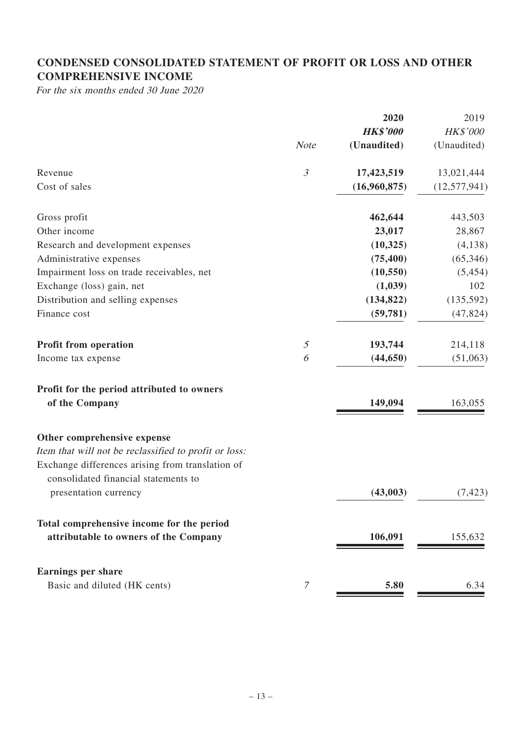## CONDENSED CONSOLIDATED STATEMENT OF PROFIT OR LOSS AND OTHER COMPREHENSIVE INCOME

*For the six months ended 30 June 2020*

| | Note | 2020 | 2019 |
|---|---|---|---|
| | | ***HK$'000*** | *HK$'000* |
| | | **(Unaudited)** | (Unaudited) |
| Revenue | 3 | **17,423,519** | 13,021,444 |
| Cost of sales | | **(16,960,875)** | (12,577,941) |
| Gross profit | | **462,644** | 443,503 |
| Other income | | **23,017** | 28,867 |
| Research and development expenses | | **(10,325)** | (4,138) |
| Administrative expenses | | **(75,400)** | (65,346) |
| Impairment loss on trade receivables, net | | **(10,550)** | (5,454) |
| Exchange (loss) gain, net | | **(1,039)** | 102 |
| Distribution and selling expenses | | **(134,822)** | (135,592) |
| Finance cost | | **(59,781)** | (47,824) |
| **Profit from operation** | 5 | **193,744** | 214,118 |
| Income tax expense | 6 | **(44,650)** | (51,063) |
| **Profit for the period attributed to owners of the Company** | | **149,094** | 163,055 |
| **Other comprehensive expense** | | | |
| *Item that will not be reclassified to profit or loss:* | | | |
| Exchange differences arising from translation of consolidated financial statements to presentation currency | | **(43,003)** | (7,423) |
| **Total comprehensive income for the period attributable to owners of the Company** | | **106,091** | 155,632 |
| **Earnings per share** | | | |
| Basic and diluted (HK cents) | 7 | **5.80** | 6.34 |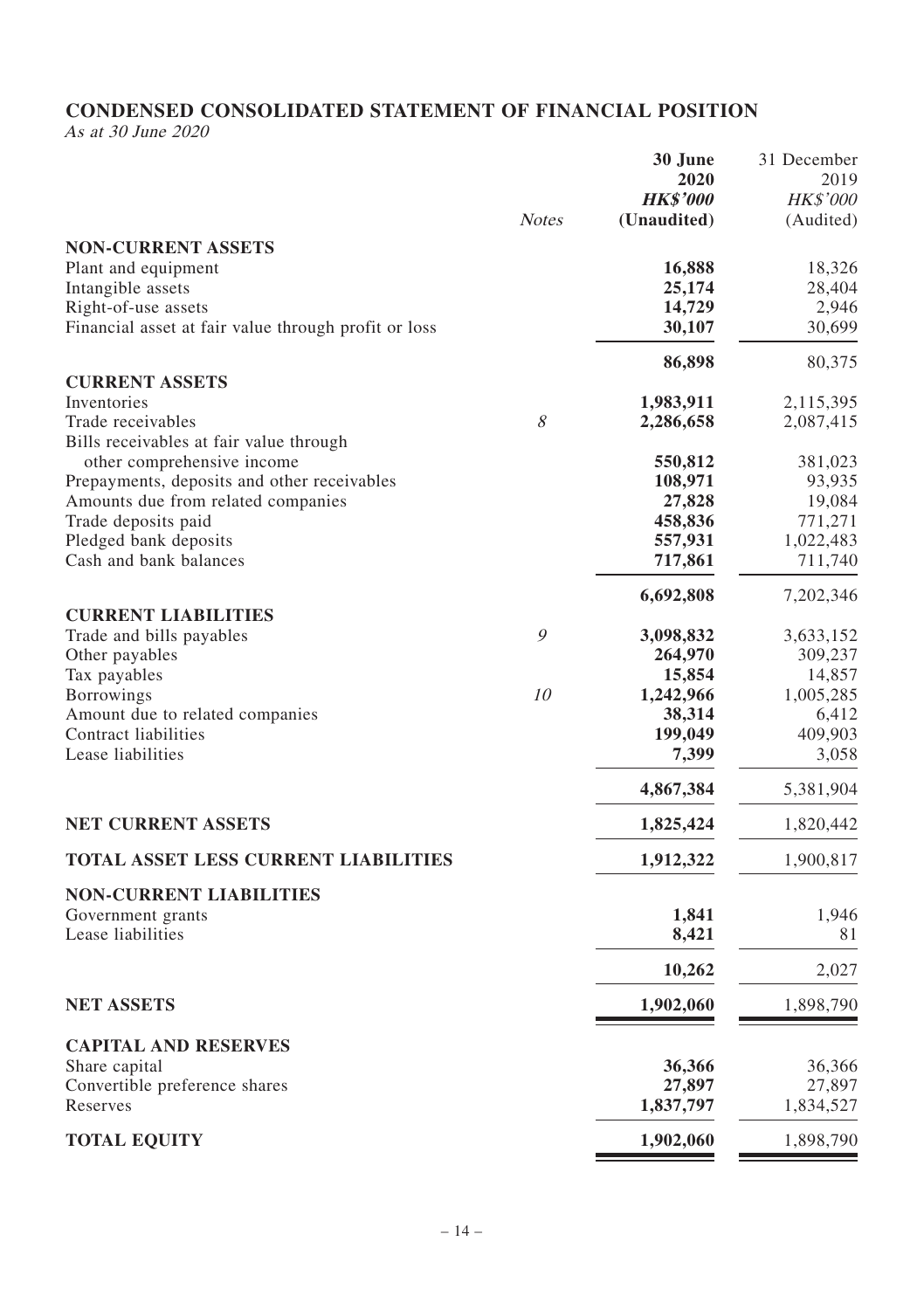## CONDENSED CONSOLIDATED STATEMENT OF FINANCIAL POSITION

*As at 30 June 2020*

| | Notes | 30 June 2020 HK$'000 (Unaudited) | 31 December 2019 HK$'000 (Audited) |
|---|---|---|---|
| **NON-CURRENT ASSETS** | | | |
| Plant and equipment | | **16,888** | 18,326 |
| Intangible assets | | **25,174** | 28,404 |
| Right-of-use assets | | **14,729** | 2,946 |
| Financial asset at fair value through profit or loss | | **30,107** | 30,699 |
| | | **86,898** | 80,375 |
| **CURRENT ASSETS** | | | |
| Inventories | | **1,983,911** | 2,115,395 |
| Trade receivables | *8* | **2,286,658** | 2,087,415 |
| Bills receivables at fair value through other comprehensive income | | **550,812** | 381,023 |
| Prepayments, deposits and other receivables | | **108,971** | 93,935 |
| Amounts due from related companies | | **27,828** | 19,084 |
| Trade deposits paid | | **458,836** | 771,271 |
| Pledged bank deposits | | **557,931** | 1,022,483 |
| Cash and bank balances | | **717,861** | 711,740 |
| | | **6,692,808** | 7,202,346 |
| **CURRENT LIABILITIES** | | | |
| Trade and bills payables | *9* | **3,098,832** | 3,633,152 |
| Other payables | | **264,970** | 309,237 |
| Tax payables | | **15,854** | 14,857 |
| Borrowings | *10* | **1,242,966** | 1,005,285 |
| Amount due to related companies | | **38,314** | 6,412 |
| Contract liabilities | | **199,049** | 409,903 |
| Lease liabilities | | **7,399** | 3,058 |
| | | **4,867,384** | 5,381,904 |
| **NET CURRENT ASSETS** | | **1,825,424** | 1,820,442 |
| **TOTAL ASSET LESS CURRENT LIABILITIES** | | **1,912,322** | 1,900,817 |
| **NON-CURRENT LIABILITIES** | | | |
| Government grants | | **1,841** | 1,946 |
| Lease liabilities | | **8,421** | 81 |
| | | **10,262** | 2,027 |
| **NET ASSETS** | | **1,902,060** | 1,898,790 |
| **CAPITAL AND RESERVES** | | | |
| Share capital | | **36,366** | 36,366 |
| Convertible preference shares | | **27,897** | 27,897 |
| Reserves | | **1,837,797** | 1,834,527 |
| **TOTAL EQUITY** | | **1,902,060** | 1,898,790 |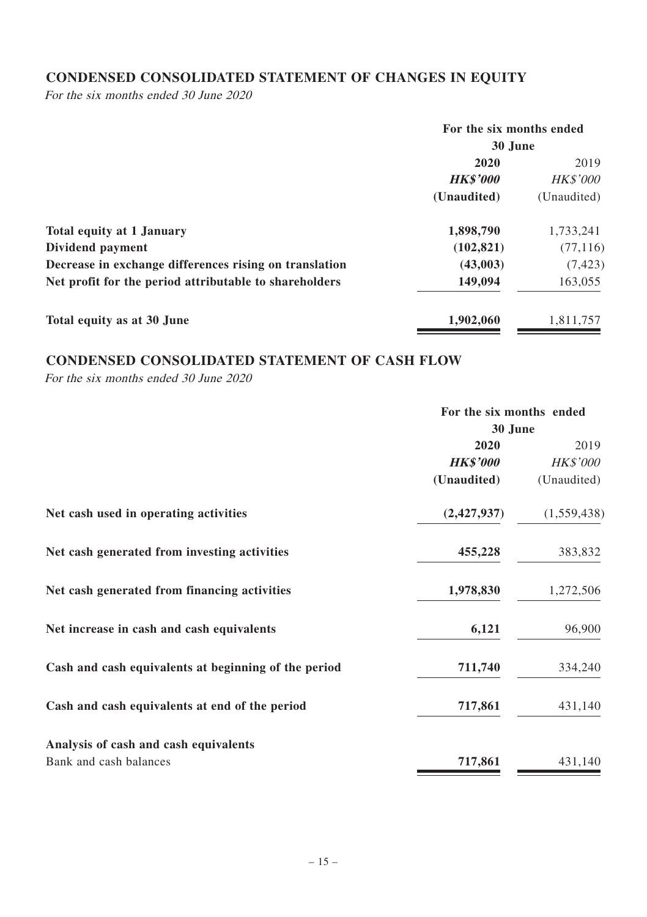## CONDENSED CONSOLIDATED STATEMENT OF CHANGES IN EQUITY

*For the six months ended 30 June 2020*

| | For the six months ended 30 June | |
|---|---|---|
| | **2020** | 2019 |
| | ***HK$'000*** | *HK$'000* |
| | **(Unaudited)** | (Unaudited) |
| **Total equity at 1 January** | **1,898,790** | 1,733,241 |
| **Dividend payment** | **(102,821)** | (77,116) |
| **Decrease in exchange differences rising on translation** | **(43,003)** | (7,423) |
| **Net profit for the period attributable to shareholders** | **149,094** | 163,055 |
| **Total equity as at 30 June** | **1,902,060** | 1,811,757 |

## CONDENSED CONSOLIDATED STATEMENT OF CASH FLOW

*For the six months ended 30 June 2020*

| | For the six months ended 30 June | |
|---|---|---|
| | **2020** | 2019 |
| | ***HK$'000*** | *HK$'000* |
| | **(Unaudited)** | (Unaudited) |
| **Net cash used in operating activities** | **(2,427,937)** | (1,559,438) |
| **Net cash generated from investing activities** | **455,228** | 383,832 |
| **Net cash generated from financing activities** | **1,978,830** | 1,272,506 |
| **Net increase in cash and cash equivalents** | **6,121** | 96,900 |
| **Cash and cash equivalents at beginning of the period** | **711,740** | 334,240 |
| **Cash and cash equivalents at end of the period** | **717,861** | 431,140 |
| **Analysis of cash and cash equivalents** | | |
| Bank and cash balances | **717,861** | 431,140 |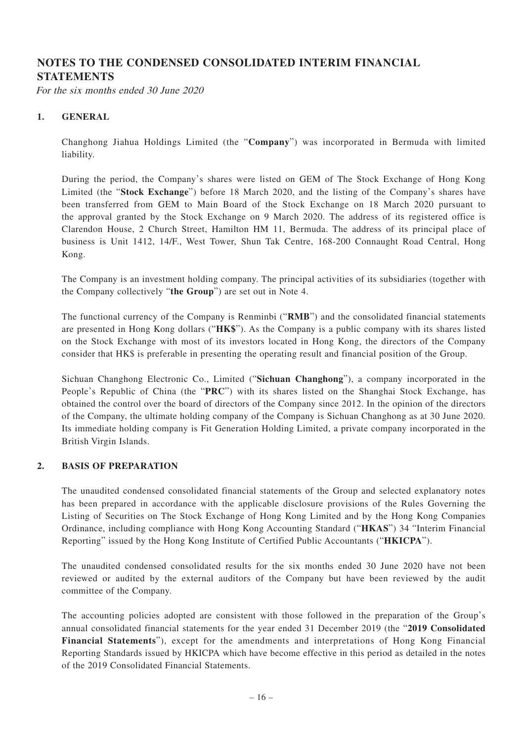# NOTES TO THE CONDENSED CONSOLIDATED INTERIM FINANCIAL STATEMENTS

*For the six months ended 30 June 2020*

## 1. GENERAL

Changhong Jiahua Holdings Limited (the "**Company**") was incorporated in Bermuda with limited liability.

During the period, the Company's shares were listed on GEM of The Stock Exchange of Hong Kong Limited (the "**Stock Exchange**") before 18 March 2020, and the listing of the Company's shares have been transferred from GEM to Main Board of the Stock Exchange on 18 March 2020 pursuant to the approval granted by the Stock Exchange on 9 March 2020. The address of its registered office is Clarendon House, 2 Church Street, Hamilton HM 11, Bermuda. The address of its principal place of business is Unit 1412, 14/F., West Tower, Shun Tak Centre, 168-200 Connaught Road Central, Hong Kong.

The Company is an investment holding company. The principal activities of its subsidiaries (together with the Company collectively "**the Group**") are set out in Note 4.

The functional currency of the Company is Renminbi ("**RMB**") and the consolidated financial statements are presented in Hong Kong dollars ("**HK$**"). As the Company is a public company with its shares listed on the Stock Exchange with most of its investors located in Hong Kong, the directors of the Company consider that HK$ is preferable in presenting the operating result and financial position of the Group.

Sichuan Changhong Electronic Co., Limited ("**Sichuan Changhong**"), a company incorporated in the People's Republic of China (the "**PRC**") with its shares listed on the Shanghai Stock Exchange, has obtained the control over the board of directors of the Company since 2012. In the opinion of the directors of the Company, the ultimate holding company of the Company is Sichuan Changhong as at 30 June 2020. Its immediate holding company is Fit Generation Holding Limited, a private company incorporated in the British Virgin Islands.

## 2. BASIS OF PREPARATION

The unaudited condensed consolidated financial statements of the Group and selected explanatory notes has been prepared in accordance with the applicable disclosure provisions of the Rules Governing the Listing of Securities on The Stock Exchange of Hong Kong Limited and by the Hong Kong Companies Ordinance, including compliance with Hong Kong Accounting Standard ("**HKAS**") 34 "Interim Financial Reporting" issued by the Hong Kong Institute of Certified Public Accountants ("**HKICPA**").

The unaudited condensed consolidated results for the six months ended 30 June 2020 have not been reviewed or audited by the external auditors of the Company but have been reviewed by the audit committee of the Company.

The accounting policies adopted are consistent with those followed in the preparation of the Group's annual consolidated financial statements for the year ended 31 December 2019 (the "**2019 Consolidated Financial Statements**"), except for the amendments and interpretations of Hong Kong Financial Reporting Standards issued by HKICPA which have become effective in this period as detailed in the notes of the 2019 Consolidated Financial Statements.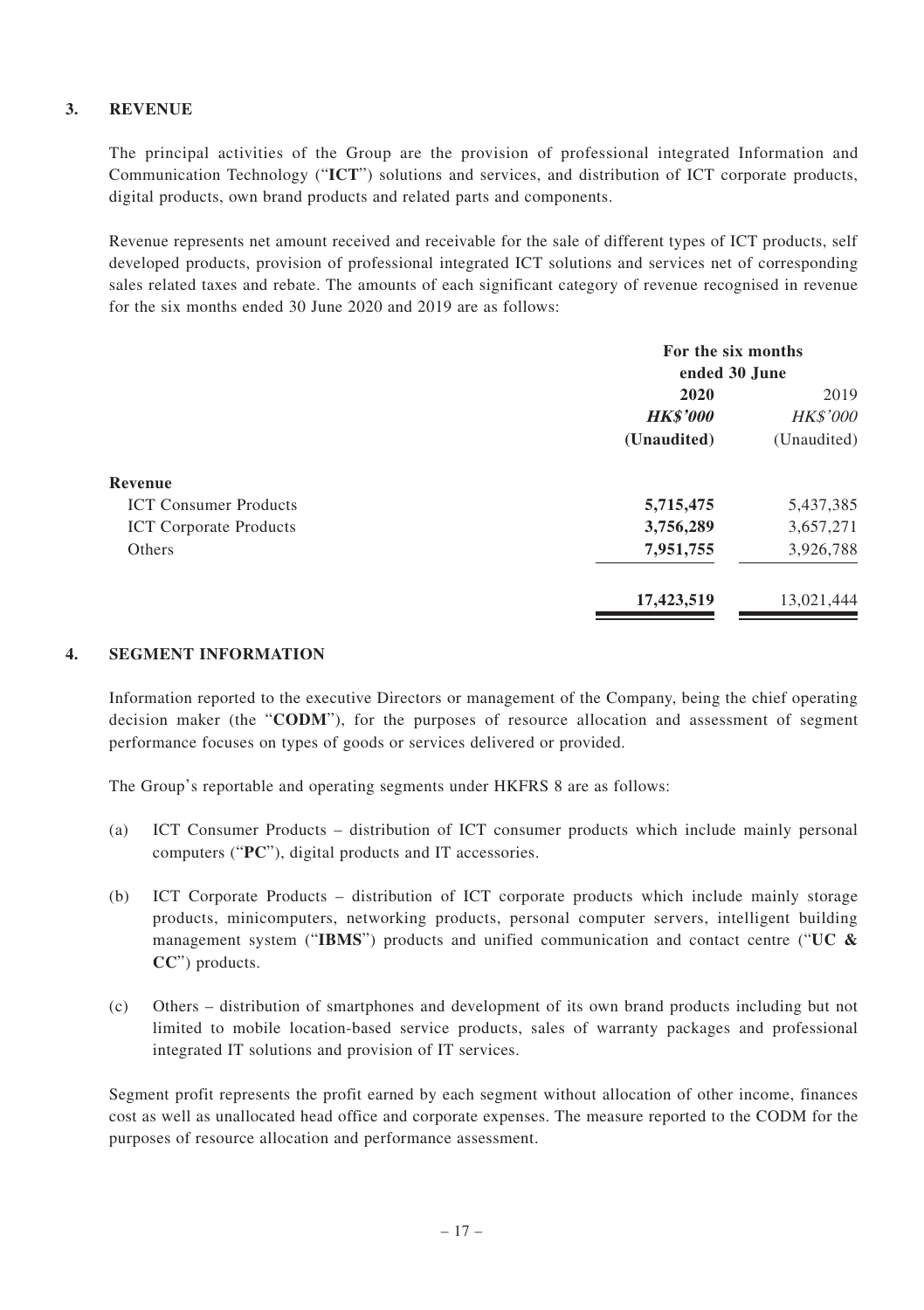## 3. REVENUE

The principal activities of the Group are the provision of professional integrated Information and Communication Technology ("**ICT**") solutions and services, and distribution of ICT corporate products, digital products, own brand products and related parts and components.

Revenue represents net amount received and receivable for the sale of different types of ICT products, self developed products, provision of professional integrated ICT solutions and services net of corresponding sales related taxes and rebate. The amounts of each significant category of revenue recognised in revenue for the six months ended 30 June 2020 and 2019 are as follows:

| | For the six months ended 30 June | |
|---|---|---|
| | **2020** | 2019 |
| | ***HK$'000*** | *HK$'000* |
| | **(Unaudited)** | (Unaudited) |
| **Revenue** | | |
| ICT Consumer Products | **5,715,475** | 5,437,385 |
| ICT Corporate Products | **3,756,289** | 3,657,271 |
| Others | **7,951,755** | 3,926,788 |
| | **17,423,519** | 13,021,444 |

## 4. SEGMENT INFORMATION

Information reported to the executive Directors or management of the Company, being the chief operating decision maker (the "**CODM**"), for the purposes of resource allocation and assessment of segment performance focuses on types of goods or services delivered or provided.

The Group's reportable and operating segments under HKFRS 8 are as follows:

(a) ICT Consumer Products – distribution of ICT consumer products which include mainly personal computers ("**PC**"), digital products and IT accessories.

(b) ICT Corporate Products – distribution of ICT corporate products which include mainly storage products, minicomputers, networking products, personal computer servers, intelligent building management system ("**IBMS**") products and unified communication and contact centre ("**UC & CC**") products.

(c) Others – distribution of smartphones and development of its own brand products including but not limited to mobile location-based service products, sales of warranty packages and professional integrated IT solutions and provision of IT services.

Segment profit represents the profit earned by each segment without allocation of other income, finances cost as well as unallocated head office and corporate expenses. The measure reported to the CODM for the purposes of resource allocation and performance assessment.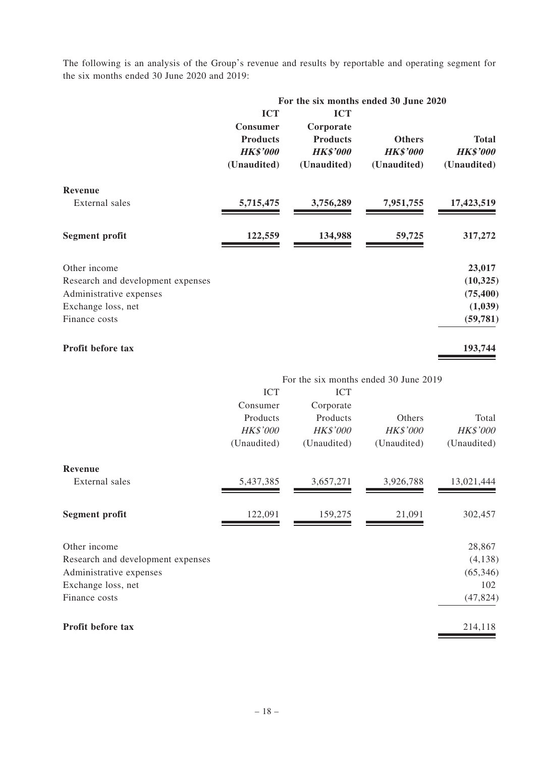The following is an analysis of the Group's revenue and results by reportable and operating segment for the six months ended 30 June 2020 and 2019:

| | **For the six months ended 30 June 2020** | | | |
|---|---|---|---|---|
| | **ICT Consumer Products** | **ICT Corporate Products** | **Others** | **Total** |
| | ***HK$'000*** | ***HK$'000*** | ***HK$'000*** | ***HK$'000*** |
| | **(Unaudited)** | **(Unaudited)** | **(Unaudited)** | **(Unaudited)** |
| **Revenue** | | | | |
| External sales | **5,715,475** | **3,756,289** | **7,951,755** | **17,423,519** |
| **Segment profit** | **122,559** | **134,988** | **59,725** | **317,272** |
| Other income | | | | **23,017** |
| Research and development expenses | | | | **(10,325)** |
| Administrative expenses | | | | **(75,400)** |
| Exchange loss, net | | | | **(1,039)** |
| Finance costs | | | | **(59,781)** |
| **Profit before tax** | | | | **193,744** |

| | For the six months ended 30 June 2019 | | | |
|---|---|---|---|---|
| | ICT Consumer Products | ICT Corporate Products | Others | Total |
| | *HK$'000* | *HK$'000* | *HK$'000* | *HK$'000* |
| | (Unaudited) | (Unaudited) | (Unaudited) | (Unaudited) |
| **Revenue** | | | | |
| External sales | 5,437,385 | 3,657,271 | 3,926,788 | 13,021,444 |
| **Segment profit** | 122,091 | 159,275 | 21,091 | 302,457 |
| Other income | | | | 28,867 |
| Research and development expenses | | | | (4,138) |
| Administrative expenses | | | | (65,346) |
| Exchange loss, net | | | | 102 |
| Finance costs | | | | (47,824) |
| **Profit before tax** | | | | 214,118 |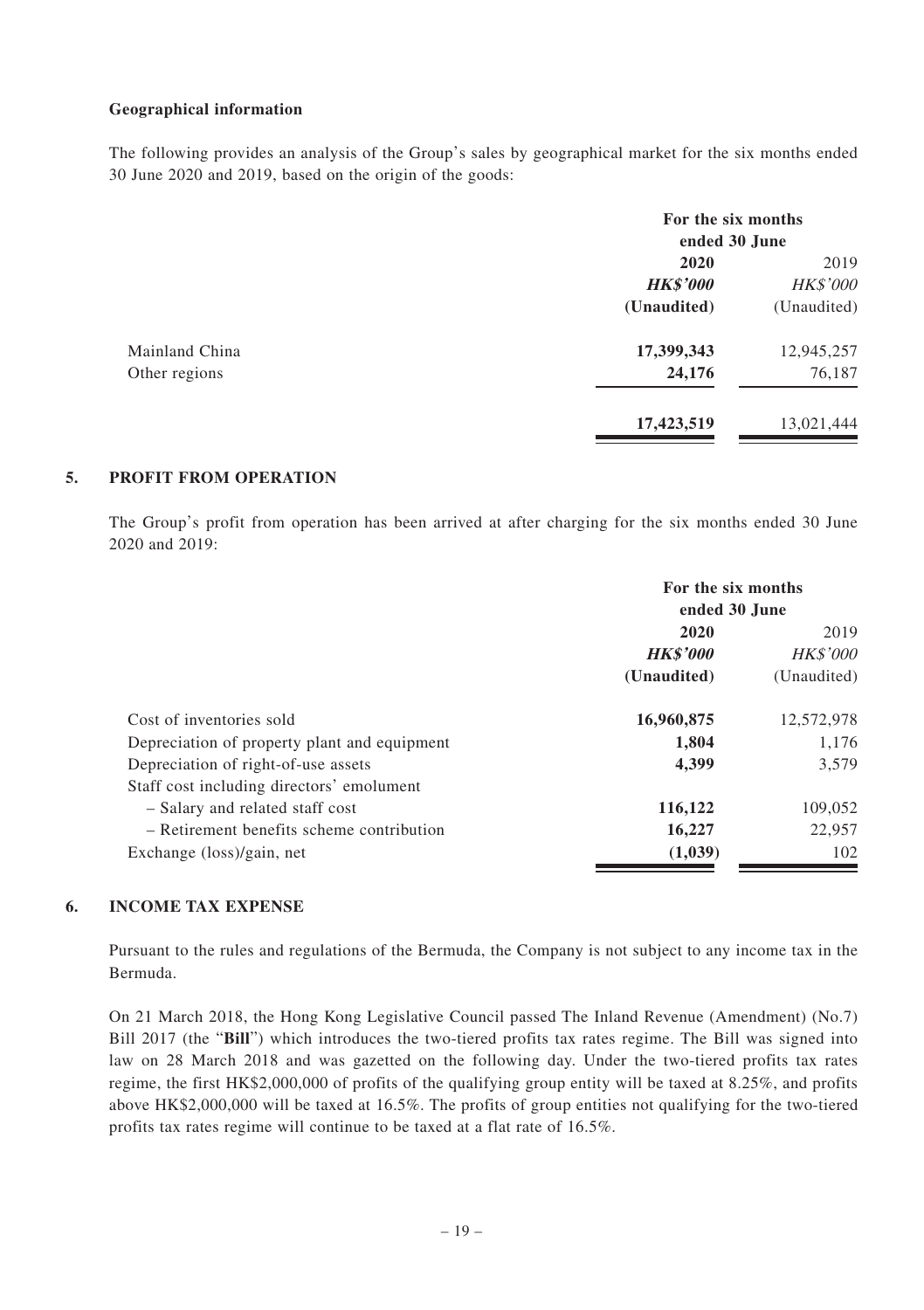**Geographical information**

The following provides an analysis of the Group's sales by geographical market for the six months ended 30 June 2020 and 2019, based on the origin of the goods:

| | For the six months ended 30 June | |
|---|---|---|
| | **2020** | 2019 |
| | ***HK$'000*** | *HK$'000* |
| | **(Unaudited)** | (Unaudited) |
| Mainland China | **17,399,343** | 12,945,257 |
| Other regions | **24,176** | 76,187 |
| | **17,423,519** | 13,021,444 |

## 5. PROFIT FROM OPERATION

The Group's profit from operation has been arrived at after charging for the six months ended 30 June 2020 and 2019:

| | For the six months ended 30 June | |
|---|---|---|
| | **2020** | 2019 |
| | ***HK$'000*** | *HK$'000* |
| | **(Unaudited)** | (Unaudited) |
| Cost of inventories sold | **16,960,875** | 12,572,978 |
| Depreciation of property plant and equipment | **1,804** | 1,176 |
| Depreciation of right-of-use assets | **4,399** | 3,579 |
| Staff cost including directors' emolument | | |
| – Salary and related staff cost | **116,122** | 109,052 |
| – Retirement benefits scheme contribution | **16,227** | 22,957 |
| Exchange (loss)/gain, net | **(1,039)** | 102 |

## 6. INCOME TAX EXPENSE

Pursuant to the rules and regulations of the Bermuda, the Company is not subject to any income tax in the Bermuda.

On 21 March 2018, the Hong Kong Legislative Council passed The Inland Revenue (Amendment) (No.7) Bill 2017 (the "**Bill**") which introduces the two-tiered profits tax rates regime. The Bill was signed into law on 28 March 2018 and was gazetted on the following day. Under the two-tiered profits tax rates regime, the first HK$2,000,000 of profits of the qualifying group entity will be taxed at 8.25%, and profits above HK$2,000,000 will be taxed at 16.5%. The profits of group entities not qualifying for the two-tiered profits tax rates regime will continue to be taxed at a flat rate of 16.5%.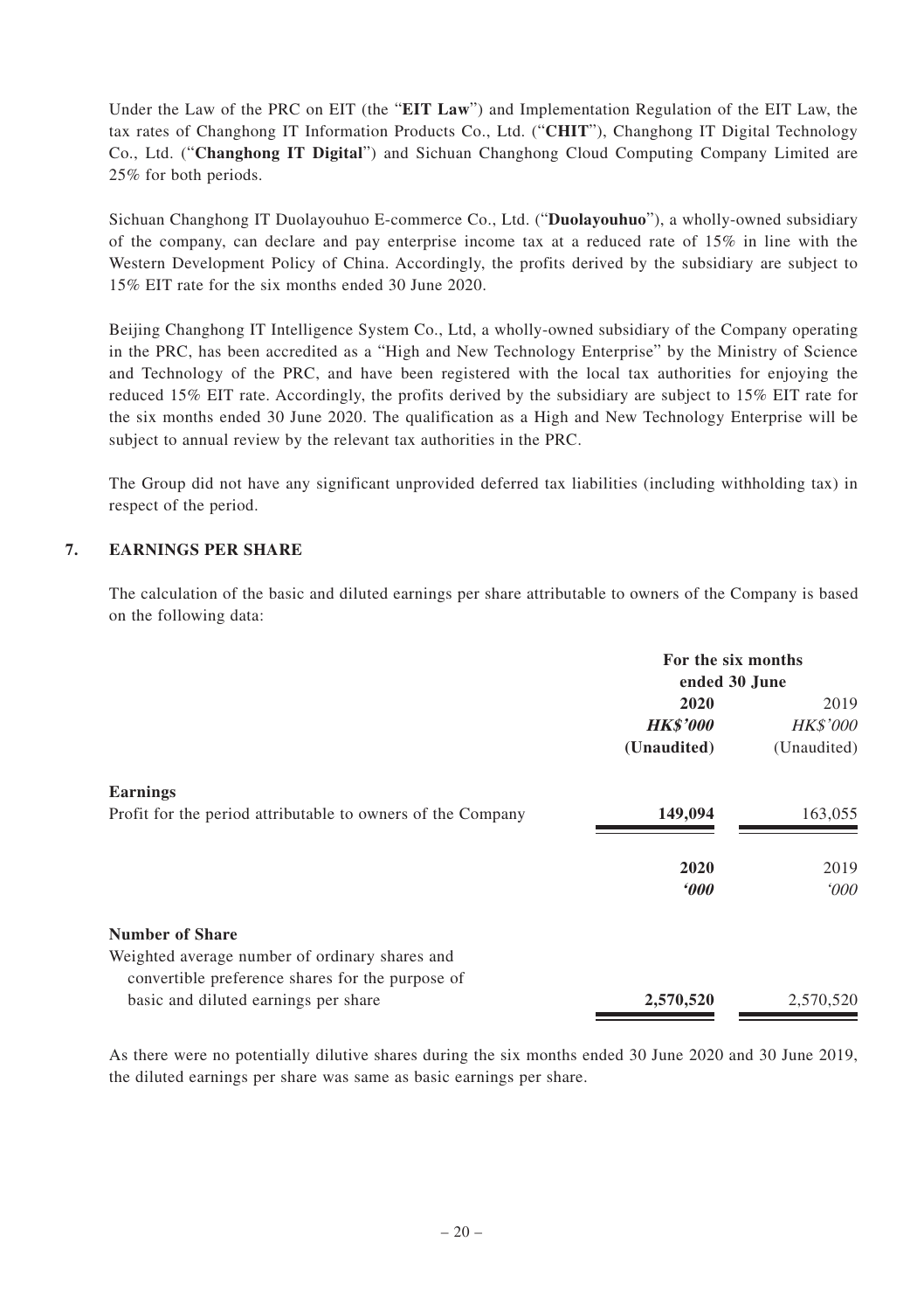Under the Law of the PRC on EIT (the "**EIT Law**") and Implementation Regulation of the EIT Law, the tax rates of Changhong IT Information Products Co., Ltd. ("**CHIT**"), Changhong IT Digital Technology Co., Ltd. ("**Changhong IT Digital**") and Sichuan Changhong Cloud Computing Company Limited are 25% for both periods.

Sichuan Changhong IT Duolayouhuo E-commerce Co., Ltd. ("**Duolayouhuo**"), a wholly-owned subsidiary of the company, can declare and pay enterprise income tax at a reduced rate of 15% in line with the Western Development Policy of China. Accordingly, the profits derived by the subsidiary are subject to 15% EIT rate for the six months ended 30 June 2020.

Beijing Changhong IT Intelligence System Co., Ltd, a wholly-owned subsidiary of the Company operating in the PRC, has been accredited as a "High and New Technology Enterprise" by the Ministry of Science and Technology of the PRC, and have been registered with the local tax authorities for enjoying the reduced 15% EIT rate. Accordingly, the profits derived by the subsidiary are subject to 15% EIT rate for the six months ended 30 June 2020. The qualification as a High and New Technology Enterprise will be subject to annual review by the relevant tax authorities in the PRC.

The Group did not have any significant unprovided deferred tax liabilities (including withholding tax) in respect of the period.

## 7. EARNINGS PER SHARE

The calculation of the basic and diluted earnings per share attributable to owners of the Company is based on the following data:

| | For the six months ended 30 June | |
|---|---|---|
| | **2020** | 2019 |
| | ***HK$'000*** | *HK$'000* |
| | **(Unaudited)** | (Unaudited) |
| **Earnings** | | |
| Profit for the period attributable to owners of the Company | **149,094** | 163,055 |
| | **2020** | 2019 |
| | ***'000*** | *'000* |
| **Number of Share** | | |
| Weighted average number of ordinary shares and convertible preference shares for the purpose of basic and diluted earnings per share | **2,570,520** | 2,570,520 |

As there were no potentially dilutive shares during the six months ended 30 June 2020 and 30 June 2019, the diluted earnings per share was same as basic earnings per share.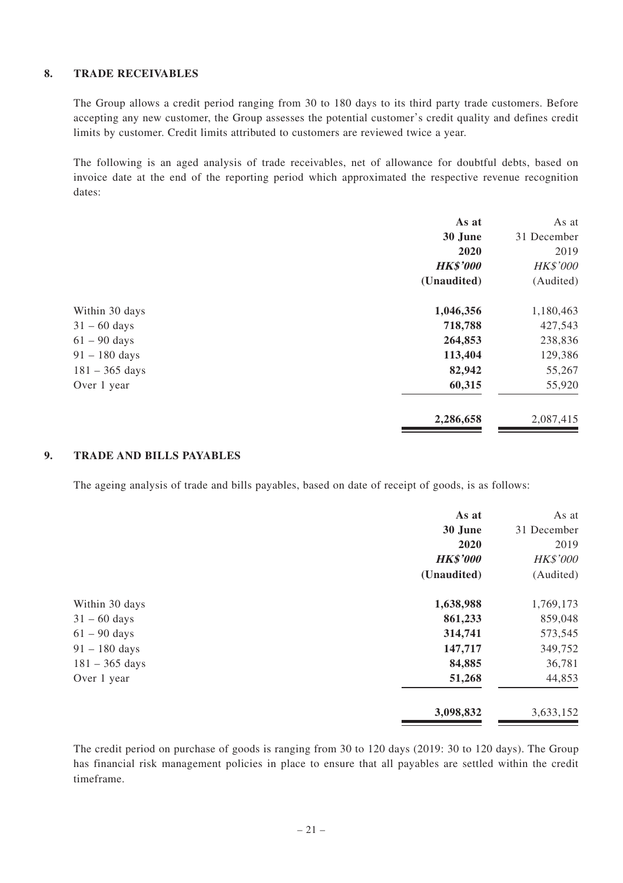## 8. TRADE RECEIVABLES

The Group allows a credit period ranging from 30 to 180 days to its third party trade customers. Before accepting any new customer, the Group assesses the potential customer's credit quality and defines credit limits by customer. Credit limits attributed to customers are reviewed twice a year.

The following is an aged analysis of trade receivables, net of allowance for doubtful debts, based on invoice date at the end of the reporting period which approximated the respective revenue recognition dates:

| | **As at 30 June 2020** | As at 31 December 2019 |
|---|---|---|
| | ***HK$'000*** | *HK$'000* |
| | **(Unaudited)** | (Audited) |
| Within 30 days | **1,046,356** | 1,180,463 |
| 31 – 60 days | **718,788** | 427,543 |
| 61 – 90 days | **264,853** | 238,836 |
| 91 – 180 days | **113,404** | 129,386 |
| 181 – 365 days | **82,942** | 55,267 |
| Over 1 year | **60,315** | 55,920 |
| | **2,286,658** | 2,087,415 |

## 9. TRADE AND BILLS PAYABLES

The ageing analysis of trade and bills payables, based on date of receipt of goods, is as follows:

| | **As at 30 June 2020** | As at 31 December 2019 |
|---|---|---|
| | ***HK$'000*** | *HK$'000* |
| | **(Unaudited)** | (Audited) |
| Within 30 days | **1,638,988** | 1,769,173 |
| 31 – 60 days | **861,233** | 859,048 |
| 61 – 90 days | **314,741** | 573,545 |
| 91 – 180 days | **147,717** | 349,752 |
| 181 – 365 days | **84,885** | 36,781 |
| Over 1 year | **51,268** | 44,853 |
| | **3,098,832** | 3,633,152 |

The credit period on purchase of goods is ranging from 30 to 120 days (2019: 30 to 120 days). The Group has financial risk management policies in place to ensure that all payables are settled within the credit timeframe.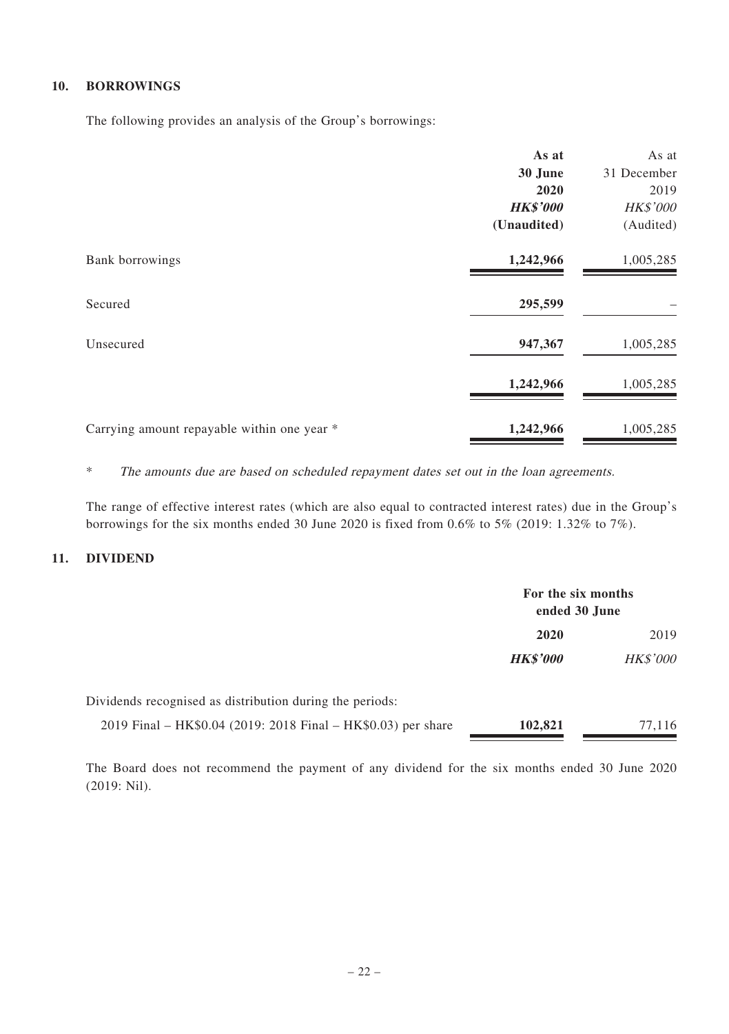## 10. BORROWINGS

The following provides an analysis of the Group's borrowings:

| | As at 30 June 2020 HK$'000 (Unaudited) | As at 31 December 2019 HK$'000 (Audited) |
|---|---|---|
| Bank borrowings | **1,242,966** | 1,005,285 |
| Secured | **295,599** | – |
| Unsecured | **947,367** | 1,005,285 |
| | **1,242,966** | 1,005,285 |
| Carrying amount repayable within one year * | **1,242,966** | 1,005,285 |

\* *The amounts due are based on scheduled repayment dates set out in the loan agreements.*

The range of effective interest rates (which are also equal to contracted interest rates) due in the Group's borrowings for the six months ended 30 June 2020 is fixed from 0.6% to 5% (2019: 1.32% to 7%).

## 11. DIVIDEND

| | For the six months ended 30 June 2020 HK$'000 | For the six months ended 30 June 2019 HK$'000 |
|---|---|---|
| Dividends recognised as distribution during the periods: | | |
| 2019 Final – HK$0.04 (2019: 2018 Final – HK$0.03) per share | **102,821** | 77,116 |

The Board does not recommend the payment of any dividend for the six months ended 30 June 2020 (2019: Nil).